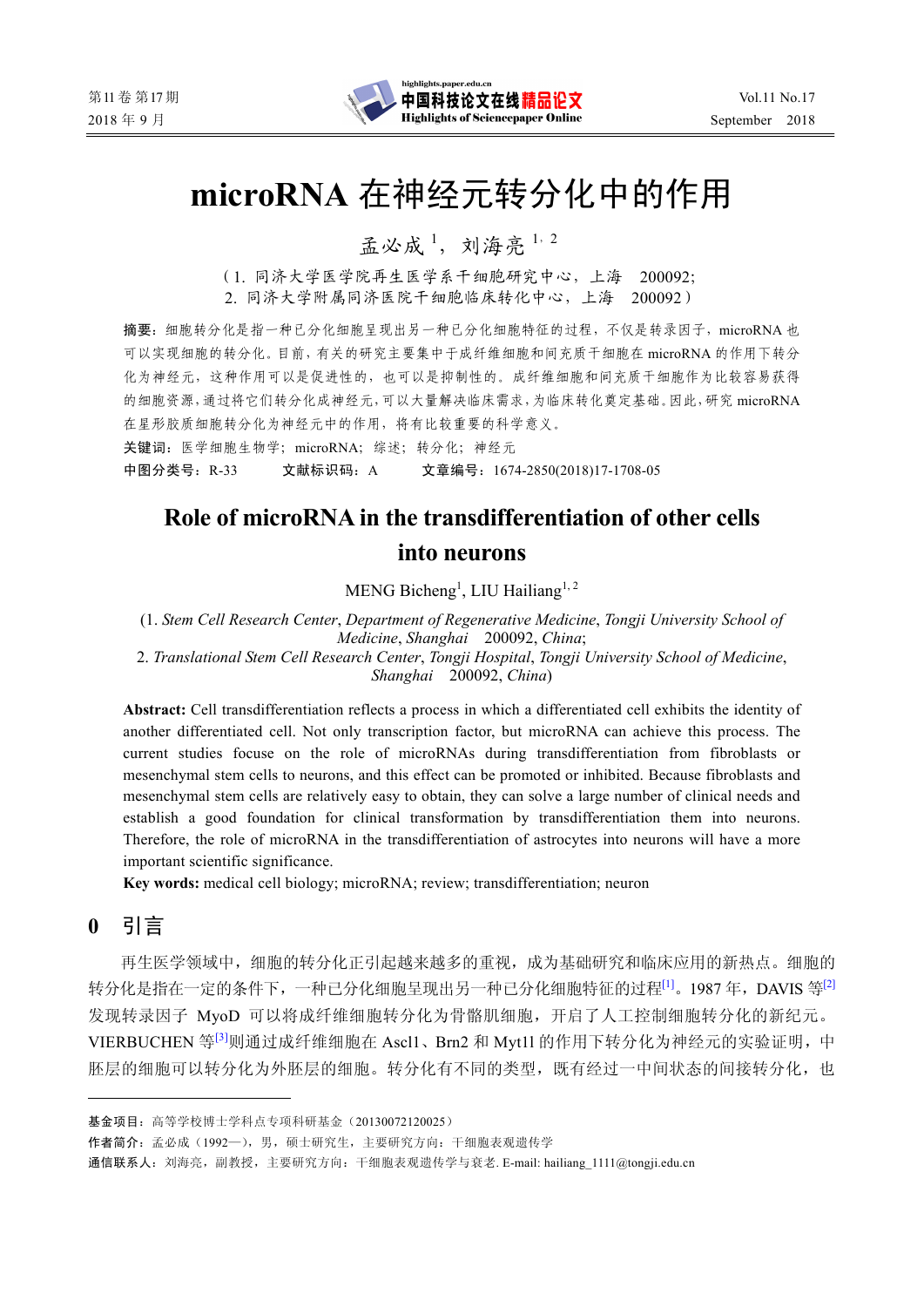# microRNA 在神经元转分化中的作用

孟必成[1]，刘海亮[1, 2]

（1. 同济大学医学院再生医学系干细胞研究中心，上海 200092；
2. 同济大学附属同济医院干细胞临床转化中心，上海 200092）

**摘要：**细胞转分化是指一种已分化细胞呈现出另一种已分化细胞特征的过程，不仅是转录因子，microRNA 也可以实现细胞的转分化。目前，有关的研究主要集中于成纤维细胞和间充质干细胞在 microRNA 的作用下转分化为神经元，这种作用可以是促进性的，也可以是抑制性的。成纤维细胞和间充质干细胞作为比较容易获得的细胞资源，通过将它们转分化成神经元，可以大量解决临床需求，为临床转化奠定基础。因此，研究 microRNA 在星形胶质细胞转分化为神经元中的作用，将有比较重要的科学意义。

**关键词：**医学细胞生物学；microRNA；综述；转分化；神经元

**中图分类号：**R-33　　**文献标识码：**A　　**文章编号：**1674-2850(2018)17-1708-05

## Role of microRNA in the transdifferentiation of other cells into neurons

MENG Bicheng[1], LIU Hailiang[1, 2]

(1. *Stem Cell Research Center*, *Department of Regenerative Medicine*, *Tongji University School of Medicine*, *Shanghai* 200092, *China*;
2. *Translational Stem Cell Research Center*, *Tongji Hospital*, *Tongji University School of Medicine*, *Shanghai* 200092, *China*)

**Abstract:** Cell transdifferentiation reflects a process in which a differentiated cell exhibits the identity of another differentiated cell. Not only transcription factor, but microRNA can achieve this process. The current studies focuse on the role of microRNAs during transdifferentiation from fibroblasts or mesenchymal stem cells to neurons, and this effect can be promoted or inhibited. Because fibroblasts and mesenchymal stem cells are relatively easy to obtain, they can solve a large number of clinical needs and establish a good foundation for clinical transformation by transdifferentiation them into neurons. Therefore, the role of microRNA in the transdifferentiation of astrocytes into neurons will have a more important scientific significance.

**Key words:** medical cell biology; microRNA; review; transdifferentiation; neuron

## 0 引言

再生医学领域中，细胞的转分化正引起越来越多的重视，成为基础研究和临床应用的新热点。细胞的转分化是指在一定的条件下，一种已分化细胞呈现出另一种已分化细胞特征的过程[1]。1987 年，DAVIS 等[2]发现转录因子 MyoD 可以将成纤维细胞转分化为骨骼肌细胞，开启了人工控制细胞转分化的新纪元。VIERBUCHEN 等[3]则通过成纤维细胞在 Ascl1、Brn2 和 Mytl1 的作用下转分化为神经元的实验证明，中胚层的细胞可以转分化为外胚层的细胞。转分化有不同的类型，既有经过一中间状态的间接转分化，也

---

基金项目：高等学校博士学科点专项科研基金（20130072120025）

作者简介：孟必成（1992—），男，硕士研究生，主要研究方向：干细胞表观遗传学

通信联系人：刘海亮，副教授，主要研究方向：干细胞表观遗传学与衰老. E-mail: hailiang_1111@tongji.edu.cn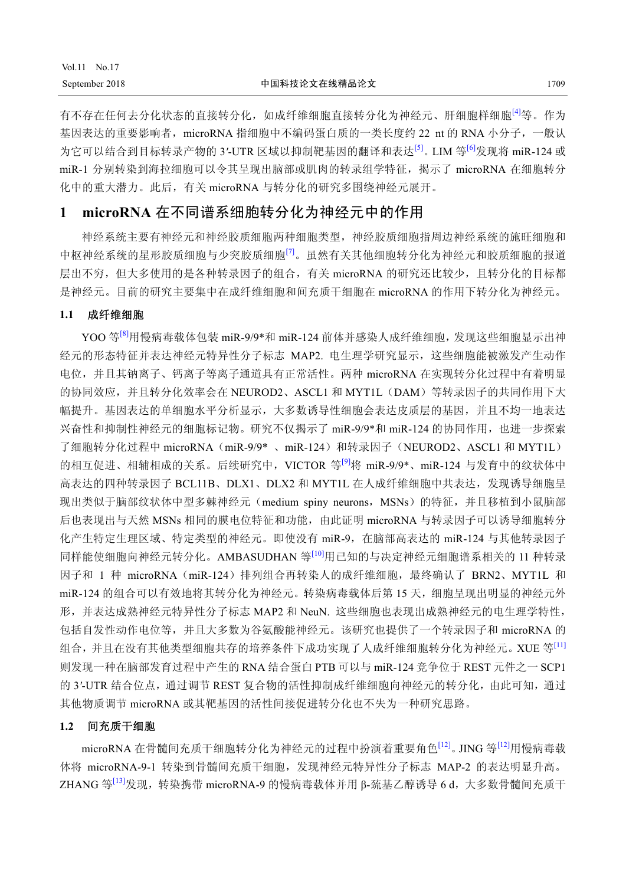有不存在任何去分化状态的直接转分化，如成纤维细胞直接转分化为神经元、肝细胞样细胞[4]等。作为基因表达的重要影响者，microRNA 指细胞中不编码蛋白质的一类长度约 22 nt 的 RNA 小分子，一般认为它可以结合到目标转录产物的 3′-UTR 区域以抑制靶基因的翻译和表达[5]。LIM 等[6]发现将 miR-124 或 miR-1 分别转染到海拉细胞可以令其呈现出脑部或肌肉的转录组学特征，揭示了 microRNA 在细胞转分化中的重大潜力。此后，有关 microRNA 与转分化的研究多围绕神经元展开。

## 1 microRNA 在不同谱系细胞转分化为神经元中的作用

神经系统主要有神经元和神经胶质细胞两种细胞类型，神经胶质细胞指周边神经系统的施旺细胞和中枢神经系统的星形胶质细胞与少突胶质细胞[7]。虽然有关其他细胞转分化为神经元和胶质细胞的报道层出不穷，但大多使用的是各种转录因子的组合，有关 microRNA 的研究还比较少，且转分化的目标都是神经元。目前的研究主要集中在成纤维细胞和间充质干细胞在 microRNA 的作用下转分化为神经元。

### 1.1 成纤维细胞

YOO 等[8]用慢病毒载体包装 miR-9/9*和 miR-124 前体并感染人成纤维细胞，发现这些细胞显示出神经元的形态特征并表达神经元特异性分子标志 MAP2. 电生理学研究显示，这些细胞能被激发产生动作电位，并且其钠离子、钙离子等离子通道具有正常活性。两种 microRNA 在实现转分化过程中有着明显的协同效应，并且转分化效率会在 NEUROD2、ASCL1 和 MYT1L（DAM）等转录因子的共同作用下大幅提升。基因表达的单细胞水平分析显示，大多数诱导性细胞会表达皮质层的基因，并且不均一地表达兴奋性和抑制性神经元的细胞标记物。研究不仅揭示了 miR-9/9*和 miR-124 的协同作用，也进一步探索了细胞转分化过程中 microRNA（miR-9/9* 、miR-124）和转录因子（NEUROD2、ASCL1 和 MYT1L）的相互促进、相辅相成的关系。后续研究中，VICTOR 等[9]将 miR-9/9*、miR-124 与发育中的纹状体中高表达的四种转录因子 BCL11B、DLX1、DLX2 和 MYT1L 在人成纤维细胞中共表达，发现诱导细胞呈现出类似于脑部纹状体中型多棘神经元（medium spiny neurons，MSNs）的特征，并且移植到小鼠脑部后也表现出与天然 MSNs 相同的膜电位特征和功能，由此证明 microRNA 与转录因子可以诱导细胞转分化产生特定生理区域、特定类型的神经元。即使没有 miR-9，在脑部高表达的 miR-124 与其他转录因子同样能使细胞向神经元转分化。AMBASUDHAN 等[10]用已知的与决定神经元细胞谱系相关的 11 种转录因子和 1 种 microRNA（miR-124）排列组合再转染人的成纤维细胞，最终确认了 BRN2、MYT1L 和 miR-124 的组合可以有效地将其转分化为神经元。转染病毒载体后第 15 天，细胞呈现出明显的神经元外形，并表达成熟神经元特异性分子标志 MAP2 和 NeuN. 这些细胞也表现出成熟神经元的电生理学特性，包括自发性动作电位等，并且大多数为谷氨酸能神经元。该研究也提供了一个转录因子和 microRNA 的组合，并且在没有其他类型细胞共存的培养条件下成功实现了人成纤维细胞转分化为神经元。XUE 等[11]则发现一种在脑部发育过程中产生的 RNA 结合蛋白 PTB 可以与 miR-124 竞争位于 REST 元件之一 SCP1 的 3′-UTR 结合位点，通过调节 REST 复合物的活性抑制成纤维细胞向神经元的转分化，由此可知，通过其他物质调节 microRNA 或其靶基因的活性间接促进转分化也不失为一种研究思路。

### 1.2 间充质干细胞

microRNA 在骨髓间充质干细胞转分化为神经元的过程中扮演着重要角色[12]。JING 等[12]用慢病毒载体将 microRNA-9-1 转染到骨髓间充质干细胞，发现神经元特异性分子标志 MAP-2 的表达明显升高。ZHANG 等[13]发现，转染携带 microRNA-9 的慢病毒载体并用 β-巯基乙醇诱导 6 d，大多数骨髓间充质干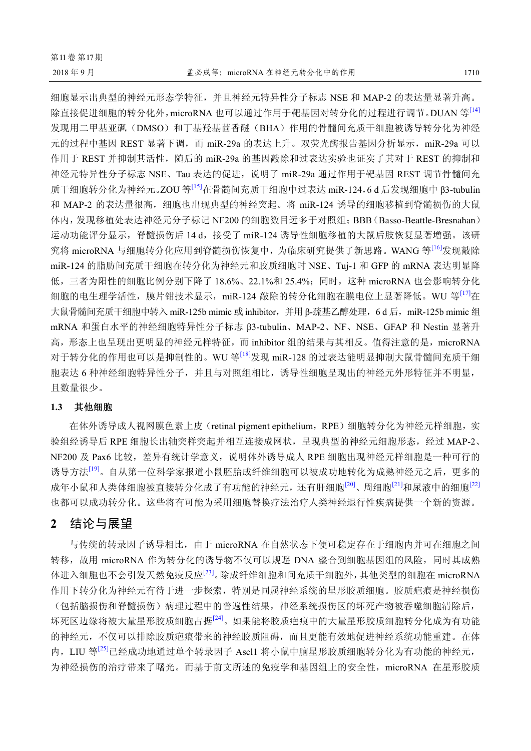细胞显示出典型的神经元形态学特征，并且神经元特异性分子标志 NSE 和 MAP-2 的表达量显著升高。除直接促进细胞的转分化外，microRNA 也可以通过作用于靶基因对转分化的过程进行调节。DUAN 等[14]发现用二甲基亚砜（DMSO）和丁基羟基茴香醚（BHA）作用的骨髓间充质干细胞被诱导转分化为神经元的过程中基因 REST 显著下调，而 miR-29a 的表达上升。双荧光酶报告基因分析显示，miR-29a 可以作用于 REST 并抑制其活性，随后的 miR-29a 的基因敲除和过表达实验也证实了其对于 REST 的抑制和神经元特异性分子标志 NSE、Tau 表达的促进，说明了 miR-29a 通过作用于靶基因 REST 调节骨髓间充质干细胞转分化为神经元。ZOU 等[15]在骨髓间充质干细胞中过表达 miR-124，6 d 后发现细胞中 β3-tubulin 和 MAP-2 的表达量很高，细胞也出现典型的神经突起。将 miR-124 诱导的细胞移植到脊髓损伤的大鼠体内，发现移植处表达神经元分子标记 NF200 的细胞数目远多于对照组；BBB（Basso-Beattle-Bresnahan）运动功能评分显示，脊髓损伤后 14 d，接受了 miR-124 诱导性细胞移植的大鼠后肢恢复显著增强。该研究将 microRNA 与细胞转分化应用到脊髓损伤恢复中，为临床研究提供了新思路。WANG 等[16]发现敲除 miR-124 的脂肪间充质干细胞在转分化为神经元和胶质细胞时 NSE、Tuj-1 和 GFP 的 mRNA 表达明显降低，三者为阳性的细胞比例分别下降了 18.6%、22.1%和 25.4%；同时，这种 microRNA 也会影响转分化细胞的电生理学活性，膜片钳技术显示，miR-124 敲除的转分化细胞在膜电位上显著降低。WU 等[17]在大鼠骨髓间充质干细胞中转入 miR-125b mimic 或 inhibitor，并用 β-巯基乙醇处理，6 d 后，miR-125b mimic 组 mRNA 和蛋白水平的神经细胞特异性分子标志 β3-tubulin、MAP-2、NF、NSE、GFAP 和 Nestin 显著升高，形态上也呈现出更明显的神经元样特征，而 inhibitor 组的结果与其相反。值得注意的是，microRNA 对于转分化的作用也可以是抑制性的。WU 等[18]发现 miR-128 的过表达能明显抑制大鼠骨髓间充质干细胞表达 6 种神经细胞特异性分子，并且与对照组相比，诱导性细胞呈现出的神经元外形特征并不明显，且数量很少。

### 1.3 其他细胞

在体外诱导成人视网膜色素上皮（retinal pigment epithelium，RPE）细胞转分化为神经元样细胞，实验组经诱导后 RPE 细胞长出轴突样突起并相互连接成网状，呈现典型的神经元细胞形态，经过 MAP-2、NF200 及 Pax6 比较，差异有统计学意义，说明体外诱导成人 RPE 细胞出现神经元样细胞是一种可行的诱导方法[19]。自从第一位科学家报道小鼠胚胎成纤维细胞可以被成功地转化为成熟神经元之后，更多的成年小鼠和人类体细胞被直接转分化成了有功能的神经元，还有肝细胞[20]、周细胞[21]和尿液中的细胞[22]也都可以成功转分化。这些将有可能为采用细胞替换疗法治疗人类神经退行性疾病提供一个新的资源。

## 2 结论与展望

与传统的转录因子诱导相比，由于 microRNA 在自然状态下便可稳定存在于细胞内并可在细胞之间转移，故用 microRNA 作为转分化的诱导物不仅可以规避 DNA 整合到细胞基因组的风险，同时其成熟体进入细胞也不会引发天然免疫反应[23]。除成纤维细胞和间充质干细胞外，其他类型的细胞在 microRNA 作用下转分化为神经元有待于进一步探索，特别是同属神经系统的星形胶质细胞。胶质疤痕是神经损伤（包括脑损伤和脊髓损伤）病理过程中的普遍性结果，神经系统损伤区的坏死产物被吞噬细胞清除后，坏死区边缘将被大量星形胶质细胞占据[24]。如果能将胶质疤痕中的大量星形胶质细胞转分化成为有功能的神经元，不仅可以排除胶质疤痕带来的神经胶质阻碍，而且更能有效地促进神经系统功能重建。在体内，LIU 等[25]已经成功地通过单个转录因子 Ascl1 将小鼠中脑星形胶质细胞转分化为有功能的神经元，为神经损伤的治疗带来了曙光。而基于前文所述的免疫学和基因组上的安全性，microRNA 在星形胶质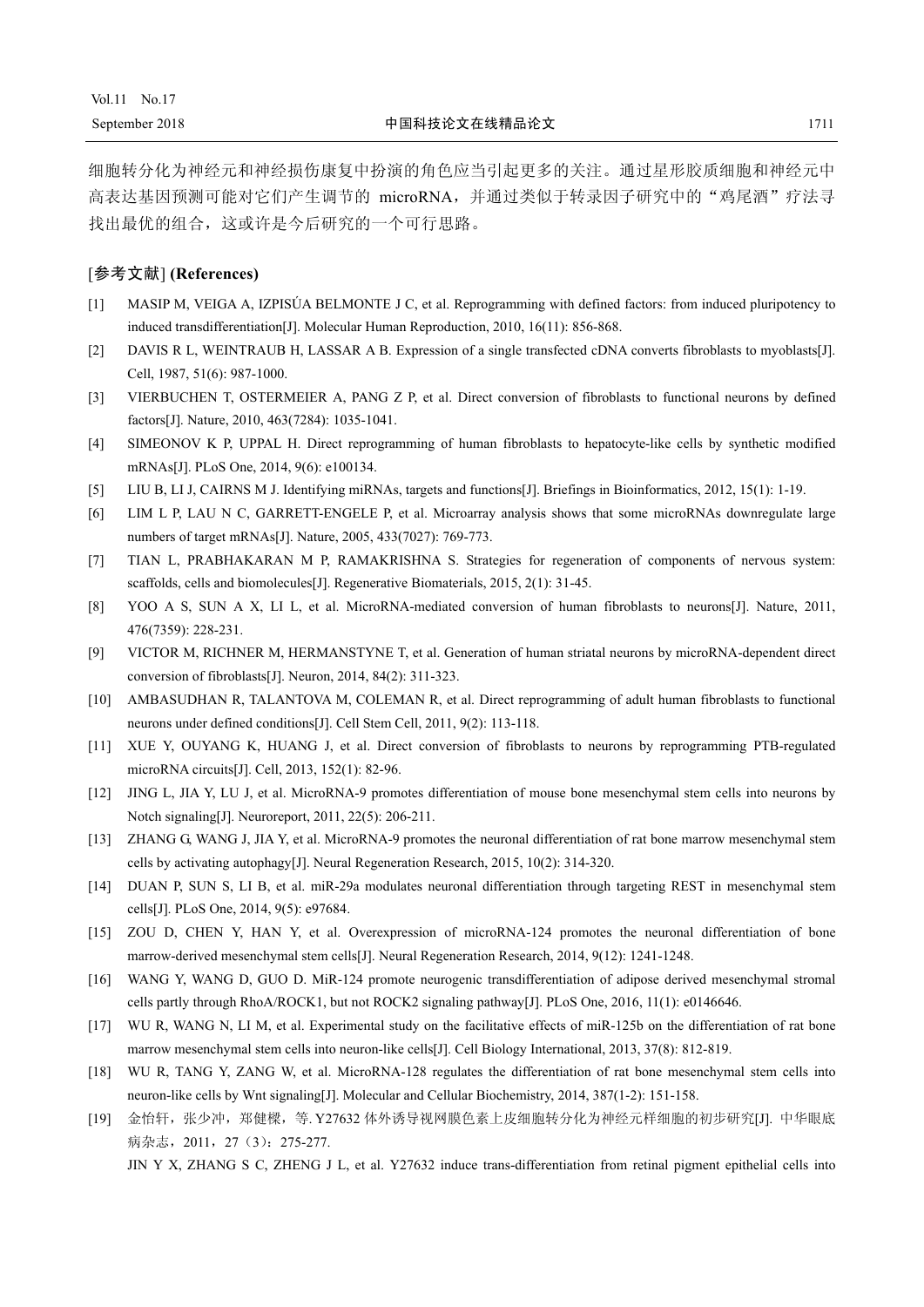细胞转分化为神经元和神经损伤康复中扮演的角色应当引起更多的关注。通过星形胶质细胞和神经元中高表达基因预测可能对它们产生调节的 microRNA，并通过类似于转录因子研究中的“鸡尾酒”疗法寻找出最优的组合，这或许是今后研究的一个可行思路。

## [参考文献] (References)

[1] MASIP M, VEIGA A, IZPISÚA BELMONTE J C, et al. Reprogramming with defined factors: from induced pluripotency to induced transdifferentiation[J]. Molecular Human Reproduction, 2010, 16(11): 856-868.

[2] DAVIS R L, WEINTRAUB H, LASSAR A B. Expression of a single transfected cDNA converts fibroblasts to myoblasts[J]. Cell, 1987, 51(6): 987-1000.

[3] VIERBUCHEN T, OSTERMEIER A, PANG Z P, et al. Direct conversion of fibroblasts to functional neurons by defined factors[J]. Nature, 2010, 463(7284): 1035-1041.

[4] SIMEONOV K P, UPPAL H. Direct reprogramming of human fibroblasts to hepatocyte-like cells by synthetic modified mRNAs[J]. PLoS One, 2014, 9(6): e100134.

[5] LIU B, LI J, CAIRNS M J. Identifying miRNAs, targets and functions[J]. Briefings in Bioinformatics, 2012, 15(1): 1-19.

[6] LIM L P, LAU N C, GARRETT-ENGELE P, et al. Microarray analysis shows that some microRNAs downregulate large numbers of target mRNAs[J]. Nature, 2005, 433(7027): 769-773.

[7] TIAN L, PRABHAKARAN M P, RAMAKRISHNA S. Strategies for regeneration of components of nervous system: scaffolds, cells and biomolecules[J]. Regenerative Biomaterials, 2015, 2(1): 31-45.

[8] YOO A S, SUN A X, LI L, et al. MicroRNA-mediated conversion of human fibroblasts to neurons[J]. Nature, 2011, 476(7359): 228-231.

[9] VICTOR M, RICHNER M, HERMANSTYNE T, et al. Generation of human striatal neurons by microRNA-dependent direct conversion of fibroblasts[J]. Neuron, 2014, 84(2): 311-323.

[10] AMBASUDHAN R, TALANTOVA M, COLEMAN R, et al. Direct reprogramming of adult human fibroblasts to functional neurons under defined conditions[J]. Cell Stem Cell, 2011, 9(2): 113-118.

[11] XUE Y, OUYANG K, HUANG J, et al. Direct conversion of fibroblasts to neurons by reprogramming PTB-regulated microRNA circuits[J]. Cell, 2013, 152(1): 82-96.

[12] JING L, JIA Y, LU J, et al. MicroRNA-9 promotes differentiation of mouse bone mesenchymal stem cells into neurons by Notch signaling[J]. Neuroreport, 2011, 22(5): 206-211.

[13] ZHANG G, WANG J, JIA Y, et al. MicroRNA-9 promotes the neuronal differentiation of rat bone marrow mesenchymal stem cells by activating autophagy[J]. Neural Regeneration Research, 2015, 10(2): 314-320.

[14] DUAN P, SUN S, LI B, et al. miR-29a modulates neuronal differentiation through targeting REST in mesenchymal stem cells[J]. PLoS One, 2014, 9(5): e97684.

[15] ZOU D, CHEN Y, HAN Y, et al. Overexpression of microRNA-124 promotes the neuronal differentiation of bone marrow-derived mesenchymal stem cells[J]. Neural Regeneration Research, 2014, 9(12): 1241-1248.

[16] WANG Y, WANG D, GUO D. MiR-124 promote neurogenic transdifferentiation of adipose derived mesenchymal stromal cells partly through RhoA/ROCK1, but not ROCK2 signaling pathway[J]. PLoS One, 2016, 11(1): e0146646.

[17] WU R, WANG N, LI M, et al. Experimental study on the facilitative effects of miR-125b on the differentiation of rat bone marrow mesenchymal stem cells into neuron-like cells[J]. Cell Biology International, 2013, 37(8): 812-819.

[18] WU R, TANG Y, ZANG W, et al. MicroRNA-128 regulates the differentiation of rat bone mesenchymal stem cells into neuron-like cells by Wnt signaling[J]. Molecular and Cellular Biochemistry, 2014, 387(1-2): 151-158.

[19] 金怡轩，张少冲，郑健樑，等. Y27632 体外诱导视网膜色素上皮细胞转分化为神经元样细胞的初步研究[J]. 中华眼底病杂志，2011，27（3）：275-277.

JIN Y X, ZHANG S C, ZHENG J L, et al. Y27632 induce trans-differentiation from retinal pigment epithelial cells into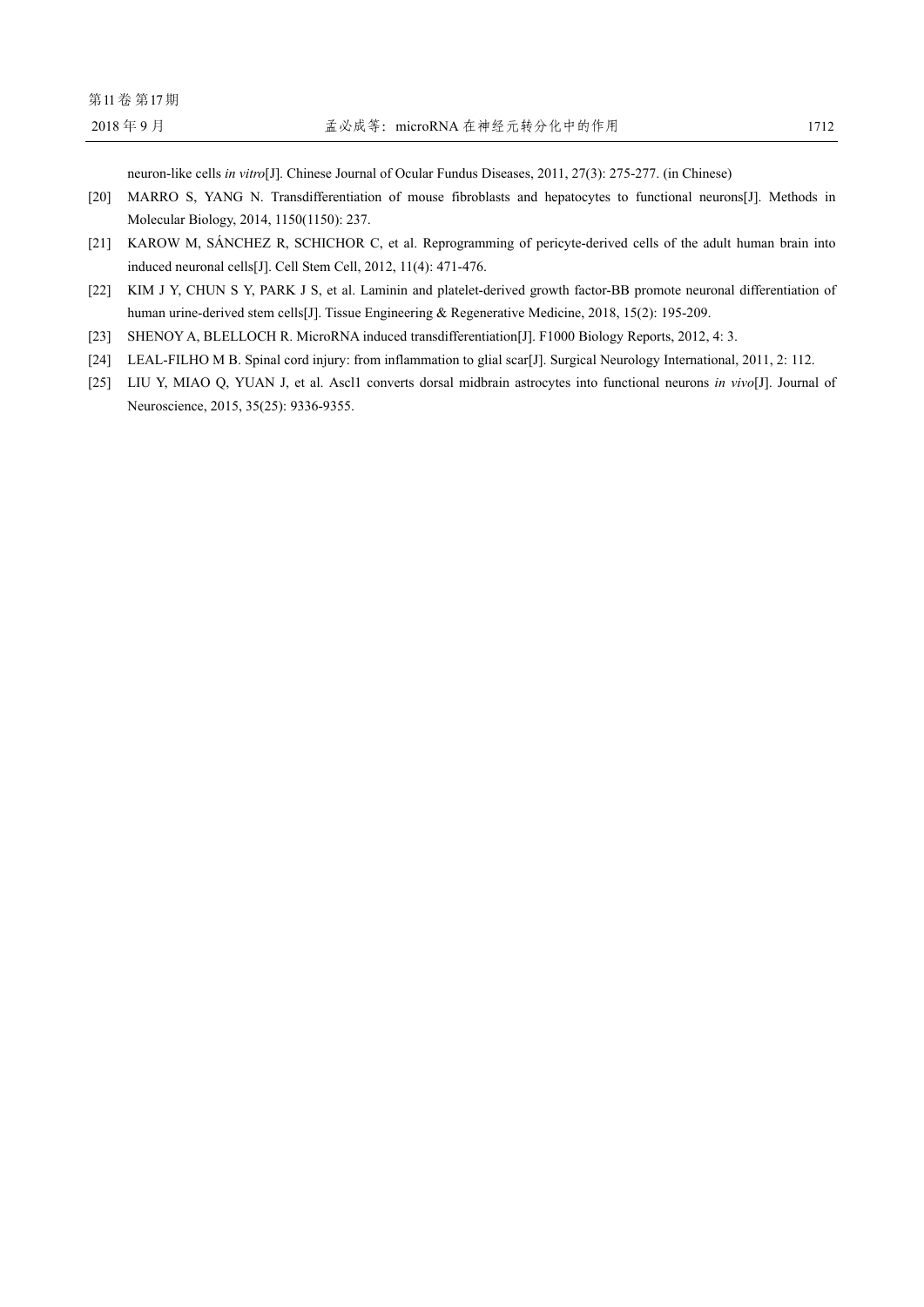neuron-like cells *in vitro*[J]. Chinese Journal of Ocular Fundus Diseases, 2011, 27(3): 275-277. (in Chinese)

[20] MARRO S, YANG N. Transdifferentiation of mouse fibroblasts and hepatocytes to functional neurons[J]. Methods in Molecular Biology, 2014, 1150(1150): 237.

[21] KAROW M, SÁNCHEZ R, SCHICHOR C, et al. Reprogramming of pericyte-derived cells of the adult human brain into induced neuronal cells[J]. Cell Stem Cell, 2012, 11(4): 471-476.

[22] KIM J Y, CHUN S Y, PARK J S, et al. Laminin and platelet-derived growth factor-BB promote neuronal differentiation of human urine-derived stem cells[J]. Tissue Engineering & Regenerative Medicine, 2018, 15(2): 195-209.

[23] SHENOY A, BLELLOCH R. MicroRNA induced transdifferentiation[J]. F1000 Biology Reports, 2012, 4: 3.

[24] LEAL-FILHO M B. Spinal cord injury: from inflammation to glial scar[J]. Surgical Neurology International, 2011, 2: 112.

[25] LIU Y, MIAO Q, YUAN J, et al. Ascl1 converts dorsal midbrain astrocytes into functional neurons *in vivo*[J]. Journal of Neuroscience, 2015, 35(25): 9336-9355.